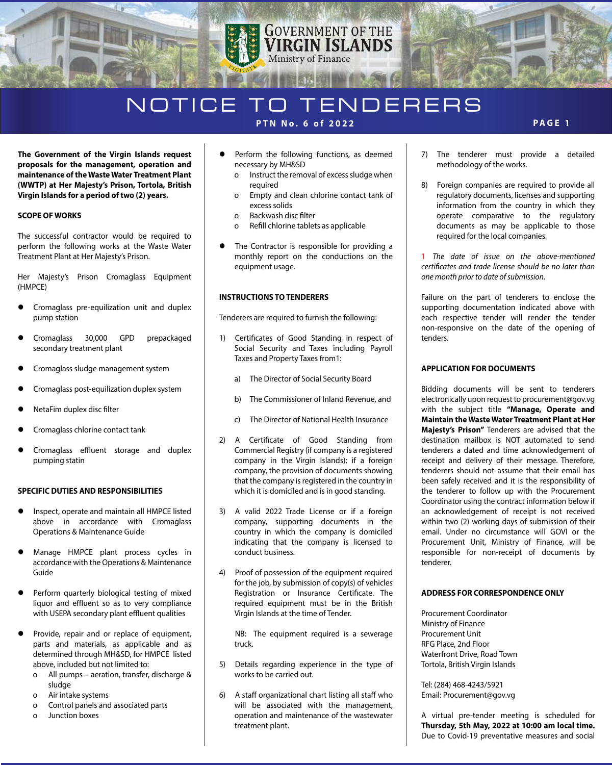# GOVERNMENT OF THE VIRGIN ISLANDS
Ministry of Finance

# NOTICE TO TENDERERS

**PTN No. 6 of 2022**

**The Government of the Virgin Islands request proposals for the management, operation and maintenance of the Waste Water Treatment Plant (WWTP) at Her Majesty's Prison, Tortola, British Virgin Islands for a period of two (2) years.**

## SCOPE OF WORKS

The successful contractor would be required to perform the following works at the Waste Water Treatment Plant at Her Majesty's Prison.

Her Majesty's Prison Cromaglass Equipment (HMPCE)

- Cromaglass pre-equilization unit and duplex pump station
- Cromaglass 30,000 GPD prepackaged secondary treatment plant
- Cromaglass sludge management system
- Cromaglass post-equilization duplex system
- NetaFim duplex disc filter
- Cromaglass chlorine contact tank
- Cromaglass effluent storage and duplex pumping statin

## SPECIFIC DUTIES AND RESPONSIBILITIES

- Inspect, operate and maintain all HMPCE listed above in accordance with Cromaglass Operations & Maintenance Guide
- Manage HMPCE plant process cycles in accordance with the Operations & Maintenance Guide
- Perform quarterly biological testing of mixed liquor and effluent so as to very compliance with USEPA secondary plant effluent qualities
- Provide, repair and or replace of equipment, parts and materials, as applicable and as determined through MH&SD, for HMPCE listed above, included but not limited to:
  - All pumps – aeration, transfer, discharge & sludge
  - Air intake systems
  - Control panels and associated parts
  - Junction boxes
- Perform the following functions, as deemed necessary by MH&SD
  - Instruct the removal of excess sludge when required
  - Empty and clean chlorine contact tank of excess solids
  - Backwash disc filter
  - Refill chlorine tablets as applicable
- The Contractor is responsible for providing a monthly report on the conductions on the equipment usage.

## INSTRUCTIONS TO TENDERERS

Tenderers are required to furnish the following:

1) Certificates of Good Standing in respect of Social Security and Taxes including Payroll Taxes and Property Taxes from[1]:

   a) The Director of Social Security Board

   b) The Commissioner of Inland Revenue, and

   c) The Director of National Health Insurance

2) A Certificate of Good Standing from Commercial Registry (if company is a registered company in the Virgin Islands); if a foreign company, the provision of documents showing that the company is registered in the country in which it is domiciled and is in good standing.

3) A valid 2022 Trade License or if a foreign company, supporting documents in the country in which the company is domiciled indicating that the company is licensed to conduct business.

4) Proof of possession of the equipment required for the job, by submission of copy(s) of vehicles Registration or Insurance Certificate. The required equipment must be in the British Virgin Islands at the time of Tender.

   NB: The equipment required is a sewerage truck.

5) Details regarding experience in the type of works to be carried out.

6) A staff organizational chart listing all staff who will be associated with the management, operation and maintenance of the wastewater treatment plant.

7) The tenderer must provide a detailed methodology of the works.

8) Foreign companies are required to provide all regulatory documents, licenses and supporting information from the country in which they operate comparative to the regulatory documents as may be applicable to those required for the local companies.

*1 The date of issue on the above-mentioned certificates and trade license should be no later than one month prior to date of submission.*

Failure on the part of tenderers to enclose the supporting documentation indicated above with each respective tender will render the tender non-responsive on the date of the opening of tenders.

## APPLICATION FOR DOCUMENTS

Bidding documents will be sent to tenderers electronically upon request to procurement@gov.vg with the subject title **"Manage, Operate and Maintain the Waste Water Treatment Plant at Her Majesty's Prison"** Tenderers are advised that the destination mailbox is NOT automated to send tenderers a dated and time acknowledgement of receipt and delivery of their message. Therefore, tenderers should not assume that their email has been safely received and it is the responsibility of the tenderer to follow up with the Procurement Coordinator using the contract information below if an acknowledgement of receipt is not received within two (2) working days of submission of their email. Under no circumstance will GOVI or the Procurement Unit, Ministry of Finance, will be responsible for non-receipt of documents by tenderer.

## ADDRESS FOR CORRESPONDENCE ONLY

Procurement Coordinator
Ministry of Finance
Procurement Unit
RFG Place, 2nd Floor
Waterfront Drive, Road Town
Tortola, British Virgin Islands

Tel: (284) 468-4243/5921
Email: Procurement@gov.vg

A virtual pre-tender meeting is scheduled for **Thursday, 5th May, 2022 at 10:00 am local time.** Due to Covid-19 preventative measures and social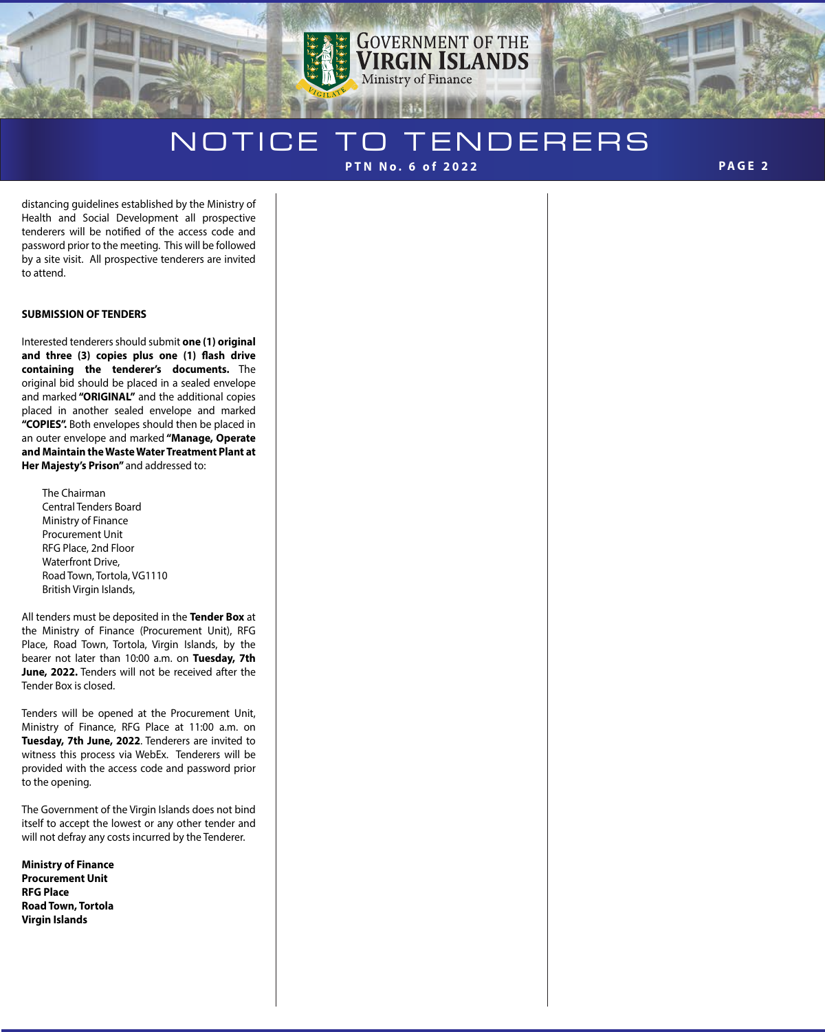distancing guidelines established by the Ministry of Health and Social Development all prospective tenderers will be notified of the access code and password prior to the meeting. This will be followed by a site visit. All prospective tenderers are invited to attend.

**SUBMISSION OF TENDERS**

Interested tenderers should submit **one (1) original and three (3) copies plus one (1) flash drive containing the tenderer's documents.** The original bid should be placed in a sealed envelope and marked **"ORIGINAL"** and the additional copies placed in another sealed envelope and marked **"COPIES".** Both envelopes should then be placed in an outer envelope and marked **"Manage, Operate and Maintain the Waste Water Treatment Plant at Her Majesty's Prison"** and addressed to:

The Chairman
Central Tenders Board
Ministry of Finance
Procurement Unit
RFG Place, 2nd Floor
Waterfront Drive,
Road Town, Tortola, VG1110
British Virgin Islands,

All tenders must be deposited in the **Tender Box** at the Ministry of Finance (Procurement Unit), RFG Place, Road Town, Tortola, Virgin Islands, by the bearer not later than 10:00 a.m. on **Tuesday, 7th June, 2022.** Tenders will not be received after the Tender Box is closed.

Tenders will be opened at the Procurement Unit, Ministry of Finance, RFG Place at 11:00 a.m. on **Tuesday, 7th June, 2022**. Tenderers are invited to witness this process via WebEx. Tenderers will be provided with the access code and password prior to the opening.

The Government of the Virgin Islands does not bind itself to accept the lowest or any other tender and will not defray any costs incurred by the Tenderer.

**Ministry of Finance**
**Procurement Unit**
**RFG Place**
**Road Town, Tortola**
**Virgin Islands**